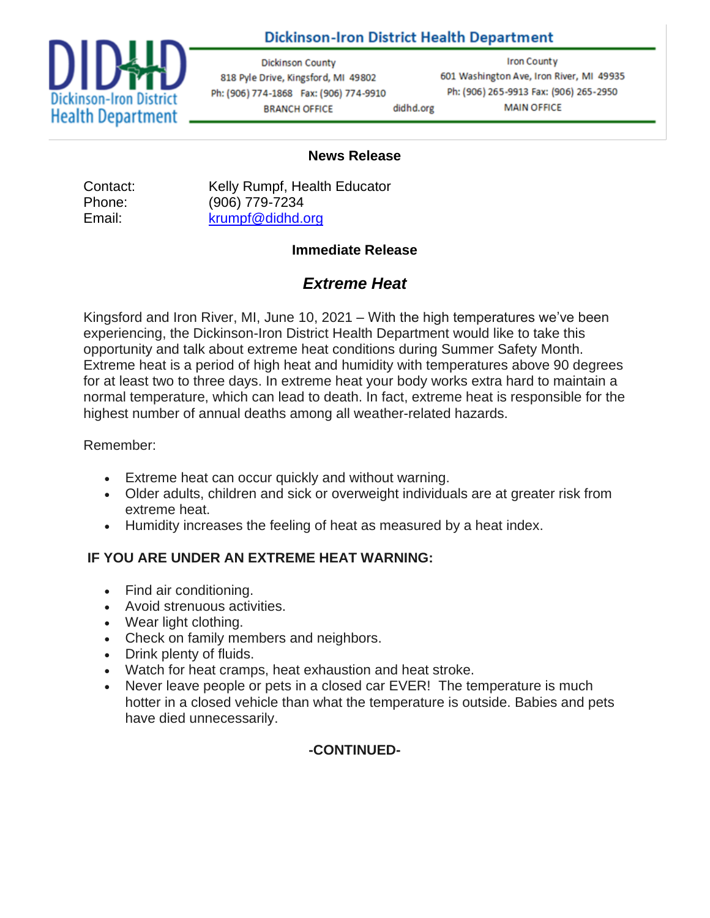# Dickinson-Iron District Health Department

Dickinson County
818 Pyle Drive, Kingsford, MI 49802
Ph: (906) 774-1868 Fax: (906) 774-9910
BRANCH OFFICE

didhd.org

Iron County
601 Washington Ave, Iron River, MI 49935
Ph: (906) 265-9913 Fax: (906) 265-2950
MAIN OFFICE

**News Release**

Contact: Kelly Rumpf, Health Educator
Phone: (906) 779-7234
Email: krumpf@didhd.org

**Immediate Release**

## *Extreme Heat*

Kingsford and Iron River, MI, June 10, 2021 – With the high temperatures we've been experiencing, the Dickinson-Iron District Health Department would like to take this opportunity and talk about extreme heat conditions during Summer Safety Month. Extreme heat is a period of high heat and humidity with temperatures above 90 degrees for at least two to three days. In extreme heat your body works extra hard to maintain a normal temperature, which can lead to death. In fact, extreme heat is responsible for the highest number of annual deaths among all weather-related hazards.

Remember:

- Extreme heat can occur quickly and without warning.
- Older adults, children and sick or overweight individuals are at greater risk from extreme heat.
- Humidity increases the feeling of heat as measured by a heat index.

**IF YOU ARE UNDER AN EXTREME HEAT WARNING:**

- Find air conditioning.
- Avoid strenuous activities.
- Wear light clothing.
- Check on family members and neighbors.
- Drink plenty of fluids.
- Watch for heat cramps, heat exhaustion and heat stroke.
- Never leave people or pets in a closed car EVER! The temperature is much hotter in a closed vehicle than what the temperature is outside. Babies and pets have died unnecessarily.

**-CONTINUED-**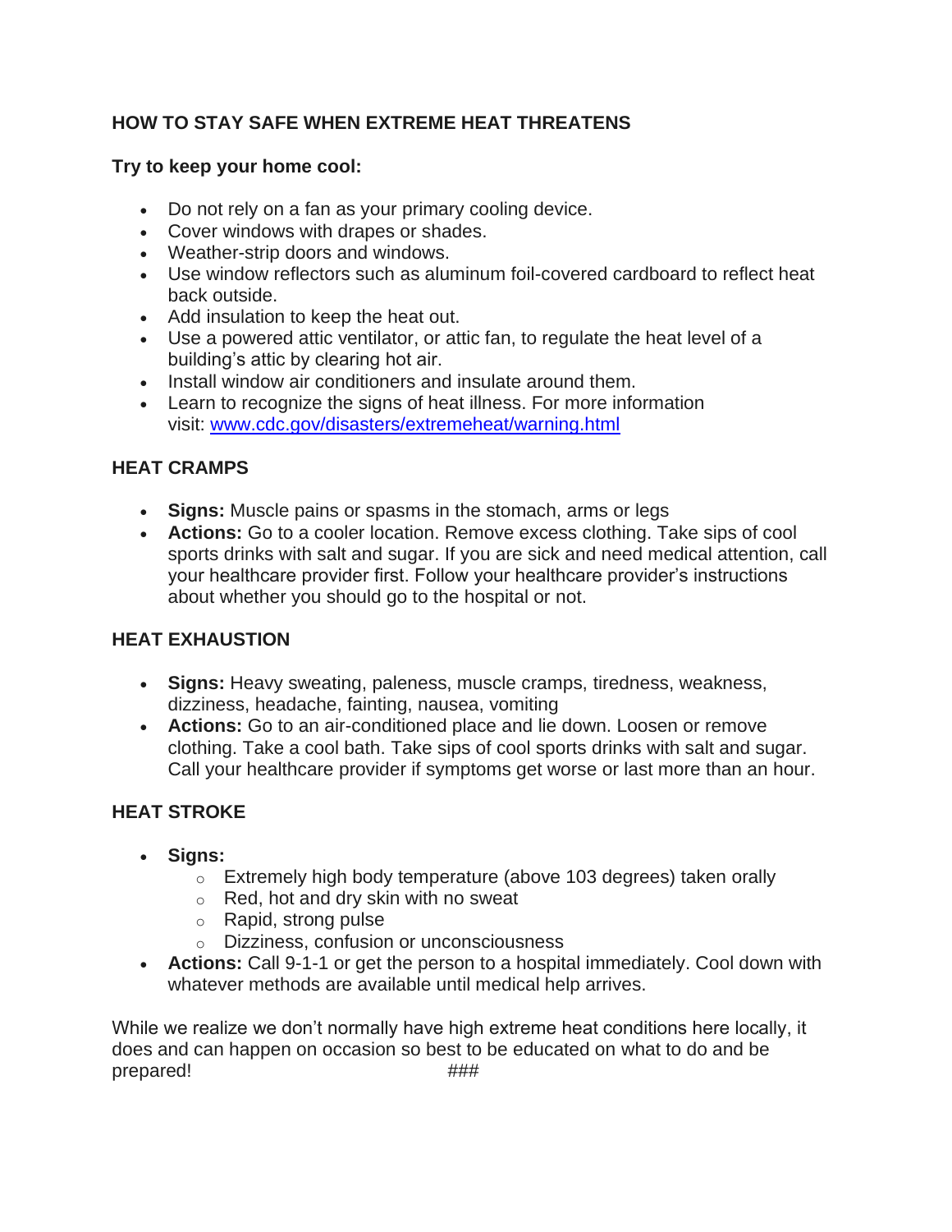**HOW TO STAY SAFE WHEN EXTREME HEAT THREATENS**

**Try to keep your home cool:**

- Do not rely on a fan as your primary cooling device.
- Cover windows with drapes or shades.
- Weather-strip doors and windows.
- Use window reflectors such as aluminum foil-covered cardboard to reflect heat back outside.
- Add insulation to keep the heat out.
- Use a powered attic ventilator, or attic fan, to regulate the heat level of a building's attic by clearing hot air.
- Install window air conditioners and insulate around them.
- Learn to recognize the signs of heat illness. For more information visit: [www.cdc.gov/disasters/extremeheat/warning.html](http://www.cdc.gov/disasters/extremeheat/warning.html)

**HEAT CRAMPS**

- **Signs:** Muscle pains or spasms in the stomach, arms or legs
- **Actions:** Go to a cooler location. Remove excess clothing. Take sips of cool sports drinks with salt and sugar. If you are sick and need medical attention, call your healthcare provider first. Follow your healthcare provider's instructions about whether you should go to the hospital or not.

**HEAT EXHAUSTION**

- **Signs:** Heavy sweating, paleness, muscle cramps, tiredness, weakness, dizziness, headache, fainting, nausea, vomiting
- **Actions:** Go to an air-conditioned place and lie down. Loosen or remove clothing. Take a cool bath. Take sips of cool sports drinks with salt and sugar. Call your healthcare provider if symptoms get worse or last more than an hour.

**HEAT STROKE**

- **Signs:**
  - Extremely high body temperature (above 103 degrees) taken orally
  - Red, hot and dry skin with no sweat
  - Rapid, strong pulse
  - Dizziness, confusion or unconsciousness
- **Actions:** Call 9-1-1 or get the person to a hospital immediately. Cool down with whatever methods are available until medical help arrives.

While we realize we don't normally have high extreme heat conditions here locally, it does and can happen on occasion so best to be educated on what to do and be prepared!

###